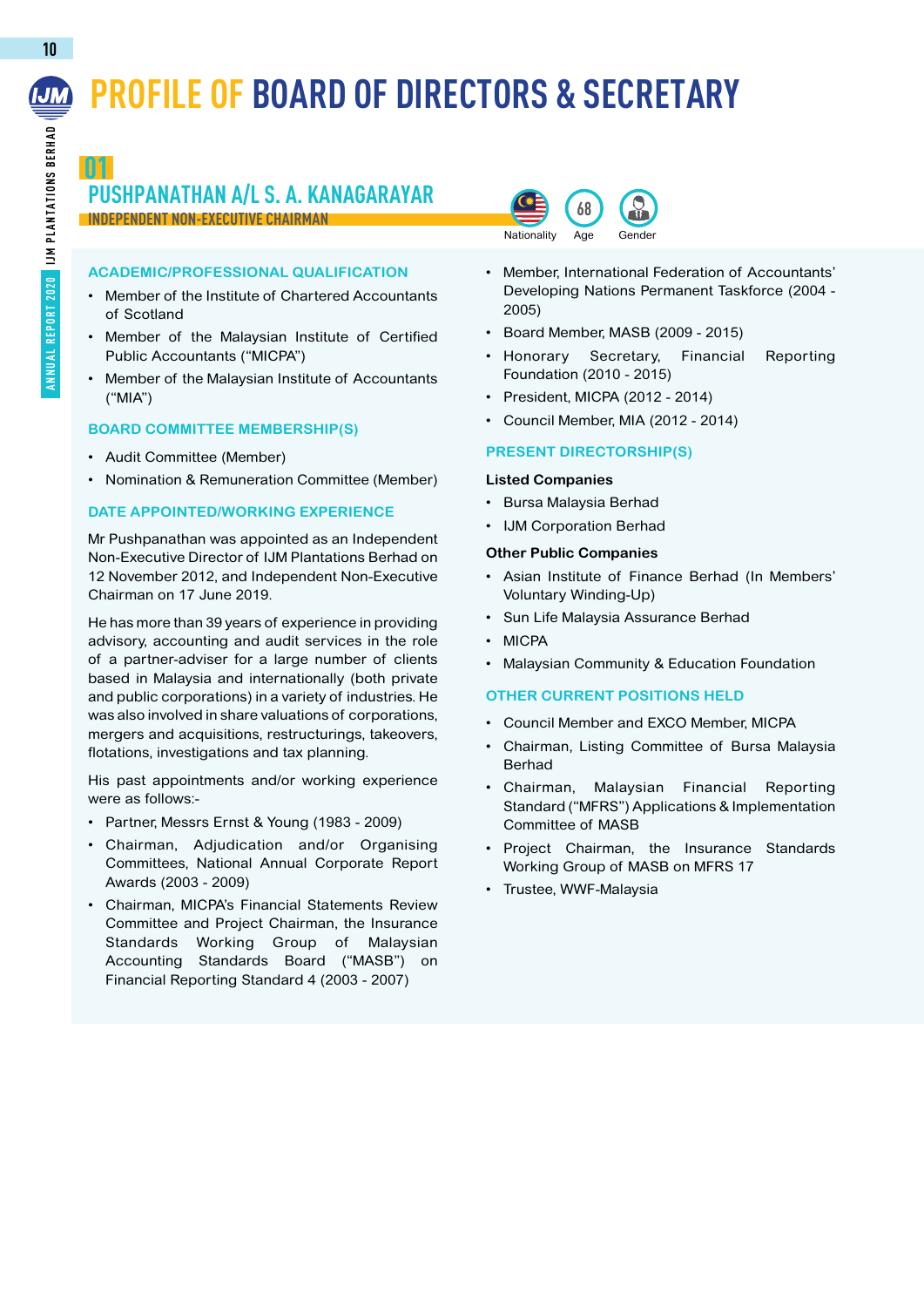# PROFILE OF BOARD OF DIRECTORS & SECRETARY

## 01 PUSHPANATHAN A/L S. A. KANAGARAYAR

**INDEPENDENT NON-EXECUTIVE CHAIRMAN**

Nationality | 68 Age | Gender

### ACADEMIC/PROFESSIONAL QUALIFICATION

- Member of the Institute of Chartered Accountants of Scotland
- Member of the Malaysian Institute of Certified Public Accountants ("MICPA")
- Member of the Malaysian Institute of Accountants ("MIA")

### BOARD COMMITTEE MEMBERSHIP(S)

- Audit Committee (Member)
- Nomination & Remuneration Committee (Member)

### DATE APPOINTED/WORKING EXPERIENCE

Mr Pushpanathan was appointed as an Independent Non-Executive Director of IJM Plantations Berhad on 12 November 2012, and Independent Non-Executive Chairman on 17 June 2019.

He has more than 39 years of experience in providing advisory, accounting and audit services in the role of a partner-adviser for a large number of clients based in Malaysia and internationally (both private and public corporations) in a variety of industries. He was also involved in share valuations of corporations, mergers and acquisitions, restructurings, takeovers, flotations, investigations and tax planning.

His past appointments and/or working experience were as follows:-

- Partner, Messrs Ernst & Young (1983 - 2009)
- Chairman, Adjudication and/or Organising Committees, National Annual Corporate Report Awards (2003 - 2009)
- Chairman, MICPA's Financial Statements Review Committee and Project Chairman, the Insurance Standards Working Group of Malaysian Accounting Standards Board ("MASB") on Financial Reporting Standard 4 (2003 - 2007)
- Member, International Federation of Accountants' Developing Nations Permanent Taskforce (2004 - 2005)
- Board Member, MASB (2009 - 2015)
- Honorary Secretary, Financial Reporting Foundation (2010 - 2015)
- President, MICPA (2012 - 2014)
- Council Member, MIA (2012 - 2014)

### PRESENT DIRECTORSHIP(S)

**Listed Companies**

- Bursa Malaysia Berhad
- IJM Corporation Berhad

**Other Public Companies**

- Asian Institute of Finance Berhad (In Members' Voluntary Winding-Up)
- Sun Life Malaysia Assurance Berhad
- MICPA
- Malaysian Community & Education Foundation

### OTHER CURRENT POSITIONS HELD

- Council Member and EXCO Member, MICPA
- Chairman, Listing Committee of Bursa Malaysia Berhad
- Chairman, Malaysian Financial Reporting Standard ("MFRS") Applications & Implementation Committee of MASB
- Project Chairman, the Insurance Standards Working Group of MASB on MFRS 17
- Trustee, WWF-Malaysia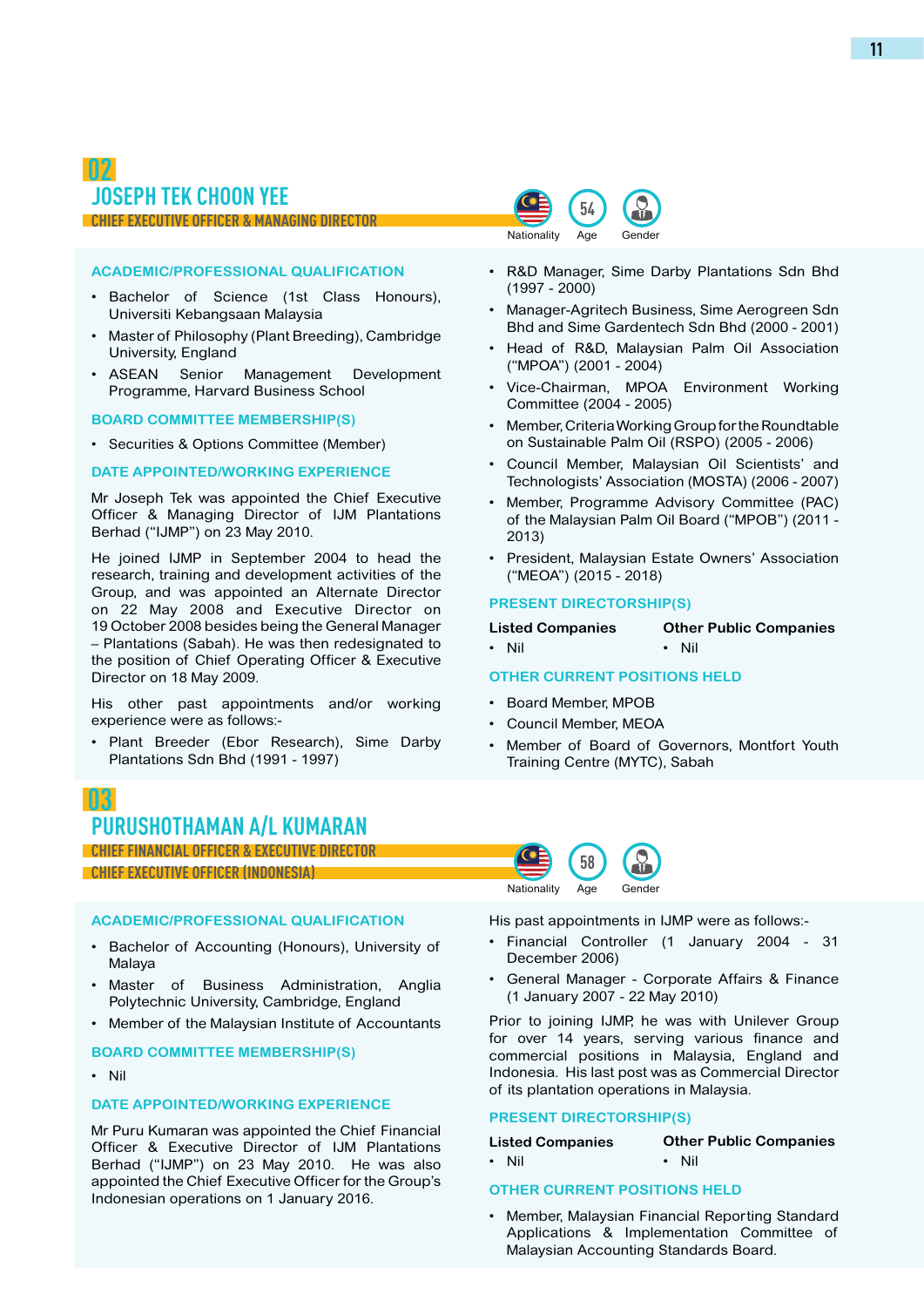## 02

## JOSEPH TEK CHOON YEE

**CHIEF EXECUTIVE OFFICER & MANAGING DIRECTOR**

Nationality | 54 Age | Gender

### ACADEMIC/PROFESSIONAL QUALIFICATION

- Bachelor of Science (1st Class Honours), Universiti Kebangsaan Malaysia
- Master of Philosophy (Plant Breeding), Cambridge University, England
- ASEAN Senior Management Development Programme, Harvard Business School

### BOARD COMMITTEE MEMBERSHIP(S)

- Securities & Options Committee (Member)

### DATE APPOINTED/WORKING EXPERIENCE

Mr Joseph Tek was appointed the Chief Executive Officer & Managing Director of IJM Plantations Berhad ("IJMP") on 23 May 2010.

He joined IJMP in September 2004 to head the research, training and development activities of the Group, and was appointed an Alternate Director on 22 May 2008 and Executive Director on 19 October 2008 besides being the General Manager – Plantations (Sabah). He was then redesignated to the position of Chief Operating Officer & Executive Director on 18 May 2009.

His other past appointments and/or working experience were as follows:-

- Plant Breeder (Ebor Research), Sime Darby Plantations Sdn Bhd (1991 - 1997)
- R&D Manager, Sime Darby Plantations Sdn Bhd (1997 - 2000)
- Manager-Agritech Business, Sime Aerogreen Sdn Bhd and Sime Gardentech Sdn Bhd (2000 - 2001)
- Head of R&D, Malaysian Palm Oil Association ("MPOA") (2001 - 2004)
- Vice-Chairman, MPOA Environment Working Committee (2004 - 2005)
- Member, Criteria Working Group for the Roundtable on Sustainable Palm Oil (RSPO) (2005 - 2006)
- Council Member, Malaysian Oil Scientists' and Technologists' Association (MOSTA) (2006 - 2007)
- Member, Programme Advisory Committee (PAC) of the Malaysian Palm Oil Board ("MPOB") (2011 - 2013)
- President, Malaysian Estate Owners' Association ("MEOA") (2015 - 2018)

### PRESENT DIRECTORSHIP(S)

| Listed Companies | Other Public Companies |
|---|---|
| • Nil | • Nil |

### OTHER CURRENT POSITIONS HELD

- Board Member, MPOB
- Council Member, MEOA
- Member of Board of Governors, Montfort Youth Training Centre (MYTC), Sabah

## 03

## PURUSHOTHAMAN A/L KUMARAN

**CHIEF FINANCIAL OFFICER & EXECUTIVE DIRECTOR**

**CHIEF EXECUTIVE OFFICER (INDONESIA)**

Nationality | 58 Age | Gender

### ACADEMIC/PROFESSIONAL QUALIFICATION

- Bachelor of Accounting (Honours), University of Malaya
- Master of Business Administration, Anglia Polytechnic University, Cambridge, England
- Member of the Malaysian Institute of Accountants

### BOARD COMMITTEE MEMBERSHIP(S)

- Nil

### DATE APPOINTED/WORKING EXPERIENCE

Mr Puru Kumaran was appointed the Chief Financial Officer & Executive Director of IJM Plantations Berhad ("IJMP") on 23 May 2010. He was also appointed the Chief Executive Officer for the Group's Indonesian operations on 1 January 2016.

His past appointments in IJMP were as follows:-

- Financial Controller (1 January 2004 - 31 December 2006)
- General Manager - Corporate Affairs & Finance (1 January 2007 - 22 May 2010)

Prior to joining IJMP, he was with Unilever Group for over 14 years, serving various finance and commercial positions in Malaysia, England and Indonesia. His last post was as Commercial Director of its plantation operations in Malaysia.

### PRESENT DIRECTORSHIP(S)

| Listed Companies | Other Public Companies |
|---|---|
| • Nil | • Nil |

### OTHER CURRENT POSITIONS HELD

- Member, Malaysian Financial Reporting Standard Applications & Implementation Committee of Malaysian Accounting Standards Board.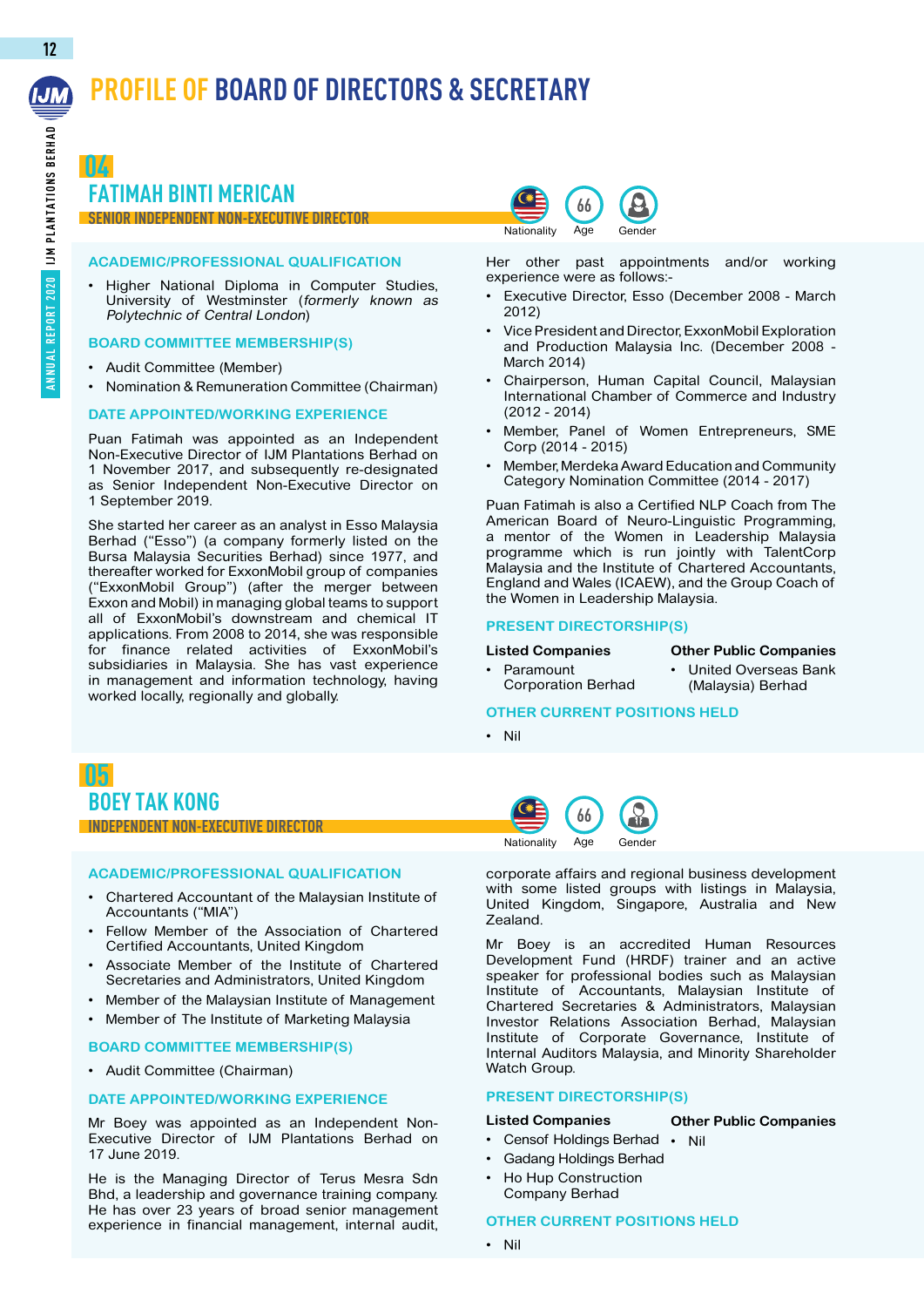# PROFILE OF BOARD OF DIRECTORS & SECRETARY

## 04

## FATIMAH BINTI MERICAN

**SENIOR INDEPENDENT NON-EXECUTIVE DIRECTOR**

Nationality | 66 Age | Gender

### ACADEMIC/PROFESSIONAL QUALIFICATION

- Higher National Diploma in Computer Studies, University of Westminster (*formerly known as Polytechnic of Central London*)

### BOARD COMMITTEE MEMBERSHIP(S)

- Audit Committee (Member)
- Nomination & Remuneration Committee (Chairman)

### DATE APPOINTED/WORKING EXPERIENCE

Puan Fatimah was appointed as an Independent Non-Executive Director of IJM Plantations Berhad on 1 November 2017, and subsequently re-designated as Senior Independent Non-Executive Director on 1 September 2019.

She started her career as an analyst in Esso Malaysia Berhad ("Esso") (a company formerly listed on the Bursa Malaysia Securities Berhad) since 1977, and thereafter worked for ExxonMobil group of companies ("ExxonMobil Group") (after the merger between Exxon and Mobil) in managing global teams to support all of ExxonMobil's downstream and chemical IT applications. From 2008 to 2014, she was responsible for finance related activities of ExxonMobil's subsidiaries in Malaysia. She has vast experience in management and information technology, having worked locally, regionally and globally.

Her other past appointments and/or working experience were as follows:-

- Executive Director, Esso (December 2008 - March 2012)
- Vice President and Director, ExxonMobil Exploration and Production Malaysia Inc. (December 2008 - March 2014)
- Chairperson, Human Capital Council, Malaysian International Chamber of Commerce and Industry (2012 - 2014)
- Member, Panel of Women Entrepreneurs, SME Corp (2014 - 2015)
- Member, Merdeka Award Education and Community Category Nomination Committee (2014 - 2017)

Puan Fatimah is also a Certified NLP Coach from The American Board of Neuro-Linguistic Programming, a mentor of the Women in Leadership Malaysia programme which is run jointly with TalentCorp Malaysia and the Institute of Chartered Accountants, England and Wales (ICAEW), and the Group Coach of the Women in Leadership Malaysia.

### PRESENT DIRECTORSHIP(S)

**Listed Companies**

- Paramount Corporation Berhad

**Other Public Companies**

- United Overseas Bank (Malaysia) Berhad

### OTHER CURRENT POSITIONS HELD

- Nil

## 05

## BOEY TAK KONG

**INDEPENDENT NON-EXECUTIVE DIRECTOR**

Nationality | 66 Age | Gender

### ACADEMIC/PROFESSIONAL QUALIFICATION

- Chartered Accountant of the Malaysian Institute of Accountants ("MIA")
- Fellow Member of the Association of Chartered Certified Accountants, United Kingdom
- Associate Member of the Institute of Chartered Secretaries and Administrators, United Kingdom
- Member of the Malaysian Institute of Management
- Member of The Institute of Marketing Malaysia

### BOARD COMMITTEE MEMBERSHIP(S)

- Audit Committee (Chairman)

### DATE APPOINTED/WORKING EXPERIENCE

Mr Boey was appointed as an Independent Non-Executive Director of IJM Plantations Berhad on 17 June 2019.

He is the Managing Director of Terus Mesra Sdn Bhd, a leadership and governance training company. He has over 23 years of broad senior management experience in financial management, internal audit, corporate affairs and regional business development with some listed groups with listings in Malaysia, United Kingdom, Singapore, Australia and New Zealand.

Mr Boey is an accredited Human Resources Development Fund (HRDF) trainer and an active speaker for professional bodies such as Malaysian Institute of Accountants, Malaysian Institute of Chartered Secretaries & Administrators, Malaysian Investor Relations Association Berhad, Malaysian Institute of Corporate Governance, Institute of Internal Auditors Malaysia, and Minority Shareholder Watch Group.

### PRESENT DIRECTORSHIP(S)

**Listed Companies**

- Censof Holdings Berhad
- Gadang Holdings Berhad
- Ho Hup Construction Company Berhad

**Other Public Companies**

- Nil

### OTHER CURRENT POSITIONS HELD

- Nil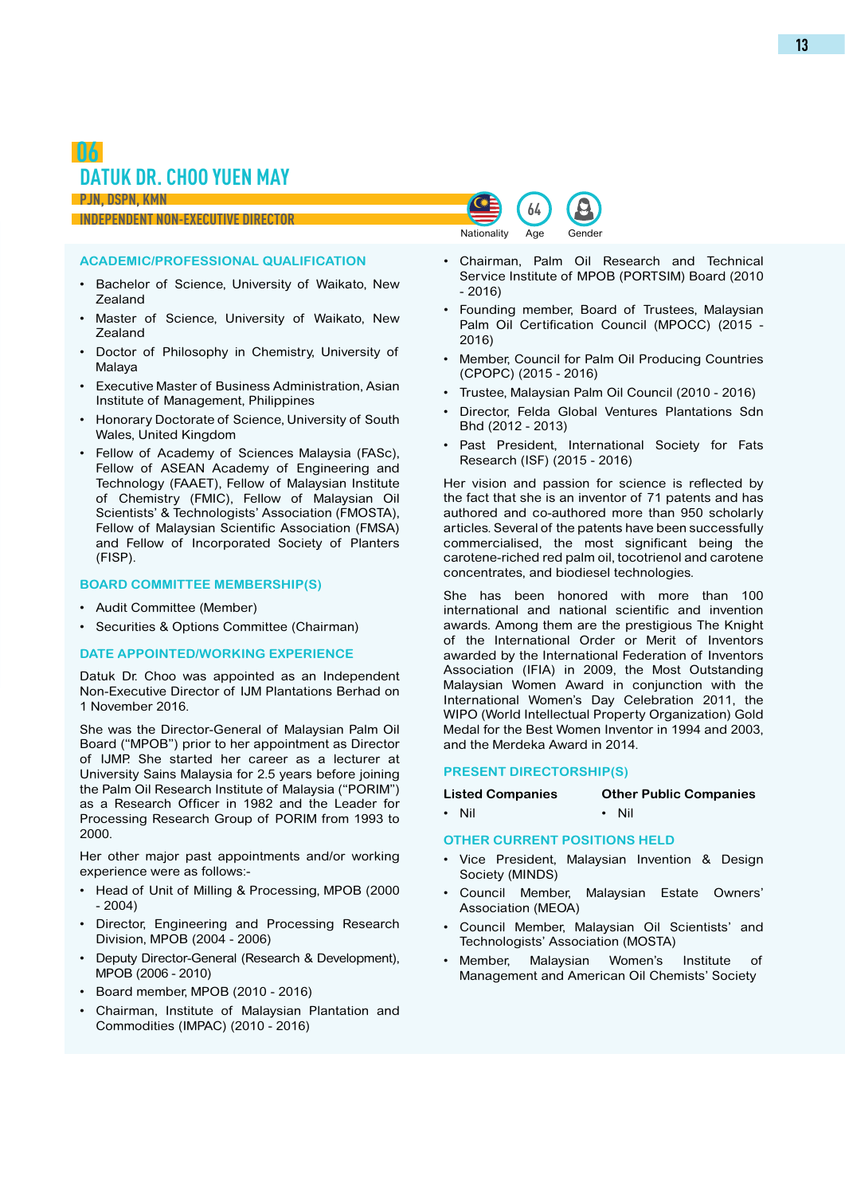# 06

## DATUK DR. CHOO YUEN MAY

PJN, DSPN, KMN

INDEPENDENT NON-EXECUTIVE DIRECTOR

Nationality | 64 Age | Gender

### ACADEMIC/PROFESSIONAL QUALIFICATION

- Bachelor of Science, University of Waikato, New Zealand
- Master of Science, University of Waikato, New Zealand
- Doctor of Philosophy in Chemistry, University of Malaya
- Executive Master of Business Administration, Asian Institute of Management, Philippines
- Honorary Doctorate of Science, University of South Wales, United Kingdom
- Fellow of Academy of Sciences Malaysia (FASc), Fellow of ASEAN Academy of Engineering and Technology (FAAET), Fellow of Malaysian Institute of Chemistry (FMIC), Fellow of Malaysian Oil Scientists' & Technologists' Association (FMOSTA), Fellow of Malaysian Scientific Association (FMSA) and Fellow of Incorporated Society of Planters (FISP).

### BOARD COMMITTEE MEMBERSHIP(S)

- Audit Committee (Member)
- Securities & Options Committee (Chairman)

### DATE APPOINTED/WORKING EXPERIENCE

Datuk Dr. Choo was appointed as an Independent Non-Executive Director of IJM Plantations Berhad on 1 November 2016.

She was the Director-General of Malaysian Palm Oil Board ("MPOB") prior to her appointment as Director of IJMP. She started her career as a lecturer at University Sains Malaysia for 2.5 years before joining the Palm Oil Research Institute of Malaysia ("PORIM") as a Research Officer in 1982 and the Leader for Processing Research Group of PORIM from 1993 to 2000.

Her other major past appointments and/or working experience were as follows:-

- Head of Unit of Milling & Processing, MPOB (2000 - 2004)
- Director, Engineering and Processing Research Division, MPOB (2004 - 2006)
- Deputy Director-General (Research & Development), MPOB (2006 - 2010)
- Board member, MPOB (2010 - 2016)
- Chairman, Institute of Malaysian Plantation and Commodities (IMPAC) (2010 - 2016)
- Chairman, Palm Oil Research and Technical Service Institute of MPOB (PORTSIM) Board (2010 - 2016)
- Founding member, Board of Trustees, Malaysian Palm Oil Certification Council (MPOCC) (2015 - 2016)
- Member, Council for Palm Oil Producing Countries (CPOPC) (2015 - 2016)
- Trustee, Malaysian Palm Oil Council (2010 - 2016)
- Director, Felda Global Ventures Plantations Sdn Bhd (2012 - 2013)
- Past President, International Society for Fats Research (ISF) (2015 - 2016)

Her vision and passion for science is reflected by the fact that she is an inventor of 71 patents and has authored and co-authored more than 950 scholarly articles. Several of the patents have been successfully commercialised, the most significant being the carotene-riched red palm oil, tocotrienol and carotene concentrates, and biodiesel technologies.

She has been honored with more than 100 international and national scientific and invention awards. Among them are the prestigious The Knight of the International Order or Merit of Inventors awarded by the International Federation of Inventors Association (IFIA) in 2009, the Most Outstanding Malaysian Women Award in conjunction with the International Women's Day Celebration 2011, the WIPO (World Intellectual Property Organization) Gold Medal for the Best Women Inventor in 1994 and 2003, and the Merdeka Award in 2014.

### PRESENT DIRECTORSHIP(S)

| Listed Companies | Other Public Companies |
|---|---|
| • Nil | • Nil |

### OTHER CURRENT POSITIONS HELD

- Vice President, Malaysian Invention & Design Society (MINDS)
- Council Member, Malaysian Estate Owners' Association (MEOA)
- Council Member, Malaysian Oil Scientists' and Technologists' Association (MOSTA)
- Member, Malaysian Women's Institute of Management and American Oil Chemists' Society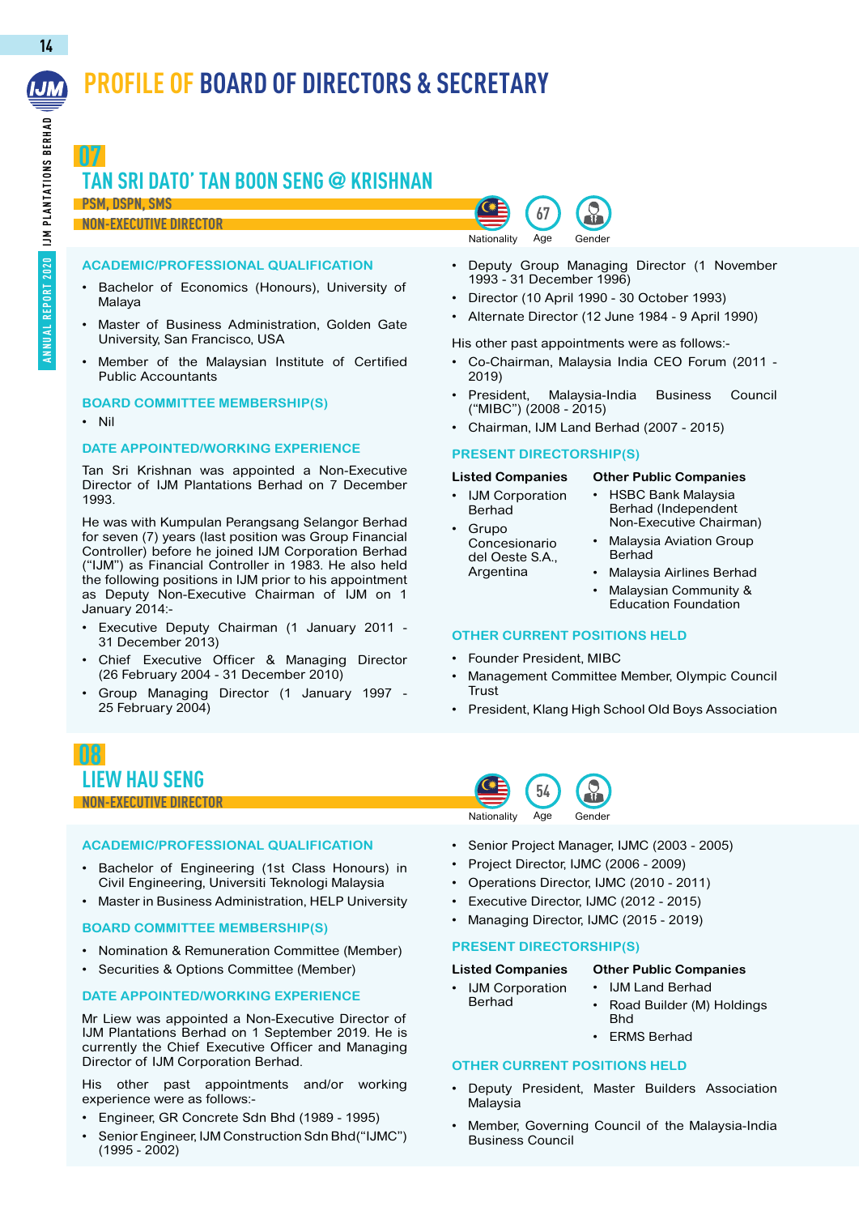# PROFILE OF BOARD OF DIRECTORS & SECRETARY

## 07

## TAN SRI DATO' TAN BOON SENG @ KRISHNAN

**PSM, DSPN, SMS**

**NON-EXECUTIVE DIRECTOR**

Nationality | Age: 67 | Gender

### ACADEMIC/PROFESSIONAL QUALIFICATION

- Bachelor of Economics (Honours), University of Malaya
- Master of Business Administration, Golden Gate University, San Francisco, USA
- Member of the Malaysian Institute of Certified Public Accountants

### BOARD COMMITTEE MEMBERSHIP(S)

- Nil

### DATE APPOINTED/WORKING EXPERIENCE

Tan Sri Krishnan was appointed a Non-Executive Director of IJM Plantations Berhad on 7 December 1993.

He was with Kumpulan Perangsang Selangor Berhad for seven (7) years (last position was Group Financial Controller) before he joined IJM Corporation Berhad ("IJM") as Financial Controller in 1983. He also held the following positions in IJM prior to his appointment as Deputy Non-Executive Chairman of IJM on 1 January 2014:-

- Executive Deputy Chairman (1 January 2011 - 31 December 2013)
- Chief Executive Officer & Managing Director (26 February 2004 - 31 December 2010)
- Group Managing Director (1 January 1997 - 25 February 2004)
- Deputy Group Managing Director (1 November 1993 - 31 December 1996)
- Director (10 April 1990 - 30 October 1993)
- Alternate Director (12 June 1984 - 9 April 1990)

His other past appointments were as follows:-

- Co-Chairman, Malaysia India CEO Forum (2011 - 2019)
- President, Malaysia-India Business Council ("MIBC") (2008 - 2015)
- Chairman, IJM Land Berhad (2007 - 2015)

### PRESENT DIRECTORSHIP(S)

**Listed Companies**

- IJM Corporation Berhad
- Grupo Concesionario del Oeste S.A., Argentina

**Other Public Companies**

- HSBC Bank Malaysia Berhad (Independent Non-Executive Chairman)
- Malaysia Aviation Group Berhad
- Malaysia Airlines Berhad
- Malaysian Community & Education Foundation

### OTHER CURRENT POSITIONS HELD

- Founder President, MIBC
- Management Committee Member, Olympic Council Trust
- President, Klang High School Old Boys Association

## 08

## LIEW HAU SENG

**NON-EXECUTIVE DIRECTOR**

Nationality | Age: 54 | Gender

### ACADEMIC/PROFESSIONAL QUALIFICATION

- Bachelor of Engineering (1st Class Honours) in Civil Engineering, Universiti Teknologi Malaysia
- Master in Business Administration, HELP University

### BOARD COMMITTEE MEMBERSHIP(S)

- Nomination & Remuneration Committee (Member)
- Securities & Options Committee (Member)

### DATE APPOINTED/WORKING EXPERIENCE

Mr Liew was appointed a Non-Executive Director of IJM Plantations Berhad on 1 September 2019. He is currently the Chief Executive Officer and Managing Director of IJM Corporation Berhad.

His other past appointments and/or working experience were as follows:-

- Engineer, GR Concrete Sdn Bhd (1989 - 1995)
- Senior Engineer, IJM Construction Sdn Bhd("IJMC") (1995 - 2002)
- Senior Project Manager, IJMC (2003 - 2005)
- Project Director, IJMC (2006 - 2009)
- Operations Director, IJMC (2010 - 2011)
- Executive Director, IJMC (2012 - 2015)
- Managing Director, IJMC (2015 - 2019)

### PRESENT DIRECTORSHIP(S)

**Listed Companies**

- IJM Corporation Berhad

**Other Public Companies**

- IJM Land Berhad
- Road Builder (M) Holdings Bhd
- ERMS Berhad

### OTHER CURRENT POSITIONS HELD

- Deputy President, Master Builders Association Malaysia
- Member, Governing Council of the Malaysia-India Business Council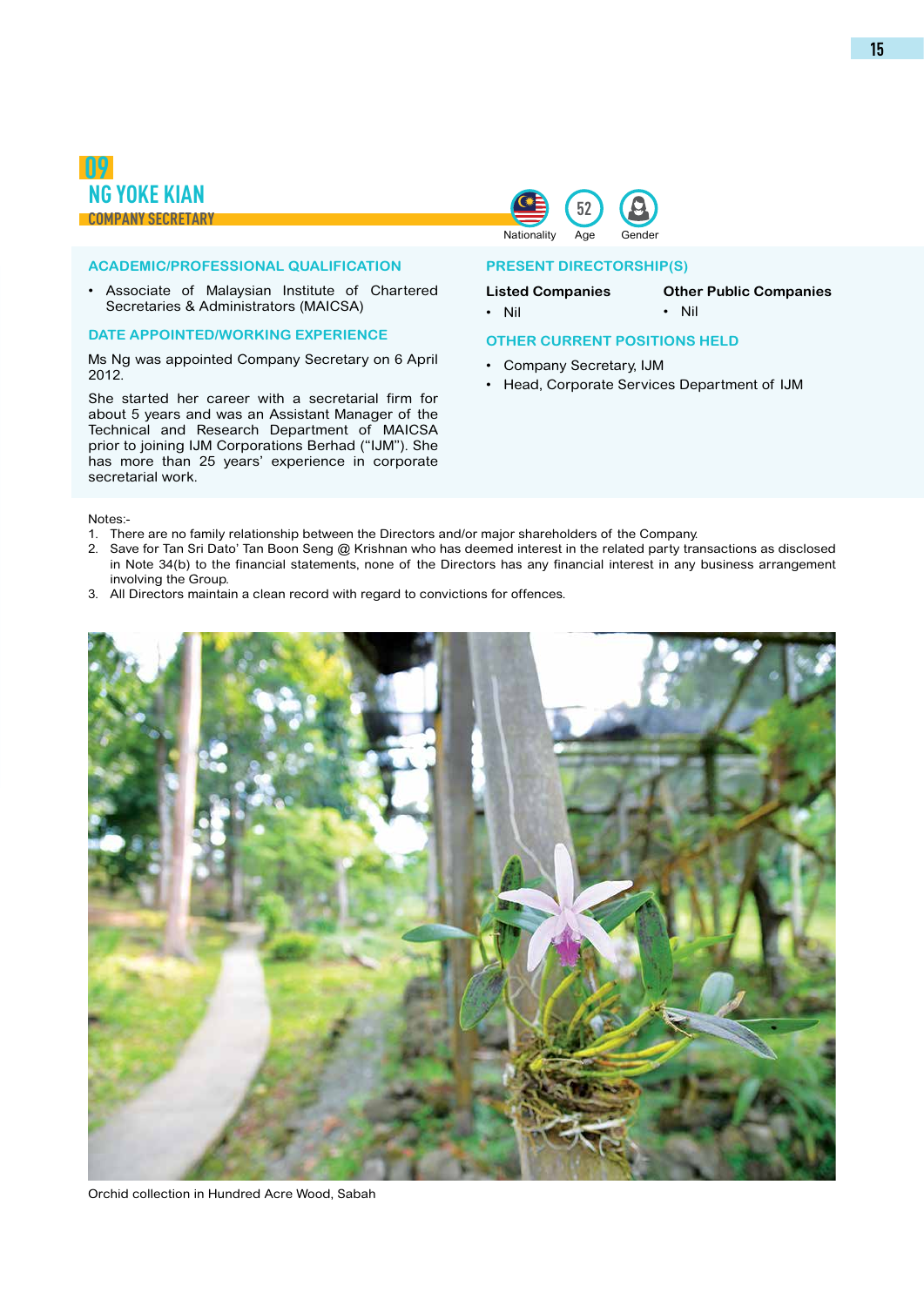09

## NG YOKE KIAN

### COMPANY SECRETARY

Nationality

52
Age

Gender

### ACADEMIC/PROFESSIONAL QUALIFICATION

- Associate of Malaysian Institute of Chartered Secretaries & Administrators (MAICSA)

### DATE APPOINTED/WORKING EXPERIENCE

Ms Ng was appointed Company Secretary on 6 April 2012.

She started her career with a secretarial firm for about 5 years and was an Assistant Manager of the Technical and Research Department of MAICSA prior to joining IJM Corporations Berhad ("IJM"). She has more than 25 years' experience in corporate secretarial work.

### PRESENT DIRECTORSHIP(S)

**Listed Companies**
- Nil

**Other Public Companies**
- Nil

### OTHER CURRENT POSITIONS HELD

- Company Secretary, IJM
- Head, Corporate Services Department of IJM

Notes:-

1. There are no family relationship between the Directors and/or major shareholders of the Company.
2. Save for Tan Sri Dato' Tan Boon Seng @ Krishnan who has deemed interest in the related party transactions as disclosed in Note 34(b) to the financial statements, none of the Directors has any financial interest in any business arrangement involving the Group.
3. All Directors maintain a clean record with regard to convictions for offences.

Orchid collection in Hundred Acre Wood, Sabah